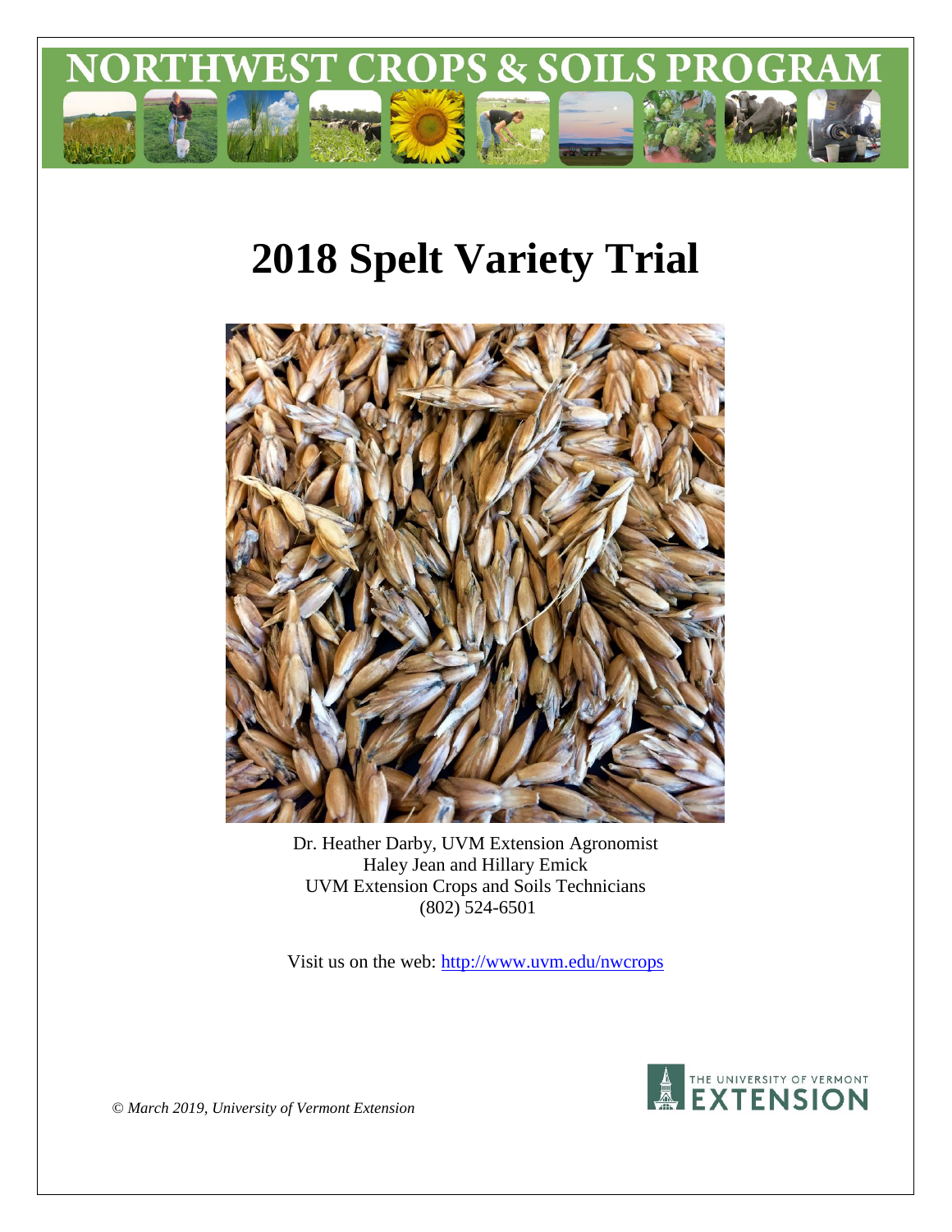# NORTHWEST CROPS & SOILS PROGRAM

# 2018 Spelt Variety Trial

Dr. Heather Darby, UVM Extension Agronomist
Haley Jean and Hillary Emick
UVM Extension Crops and Soils Technicians
(802) 524-6501

Visit us on the web: http://www.uvm.edu/nwcrops

THE UNIVERSITY OF VERMONT EXTENSION

*© March 2019, University of Vermont Extension*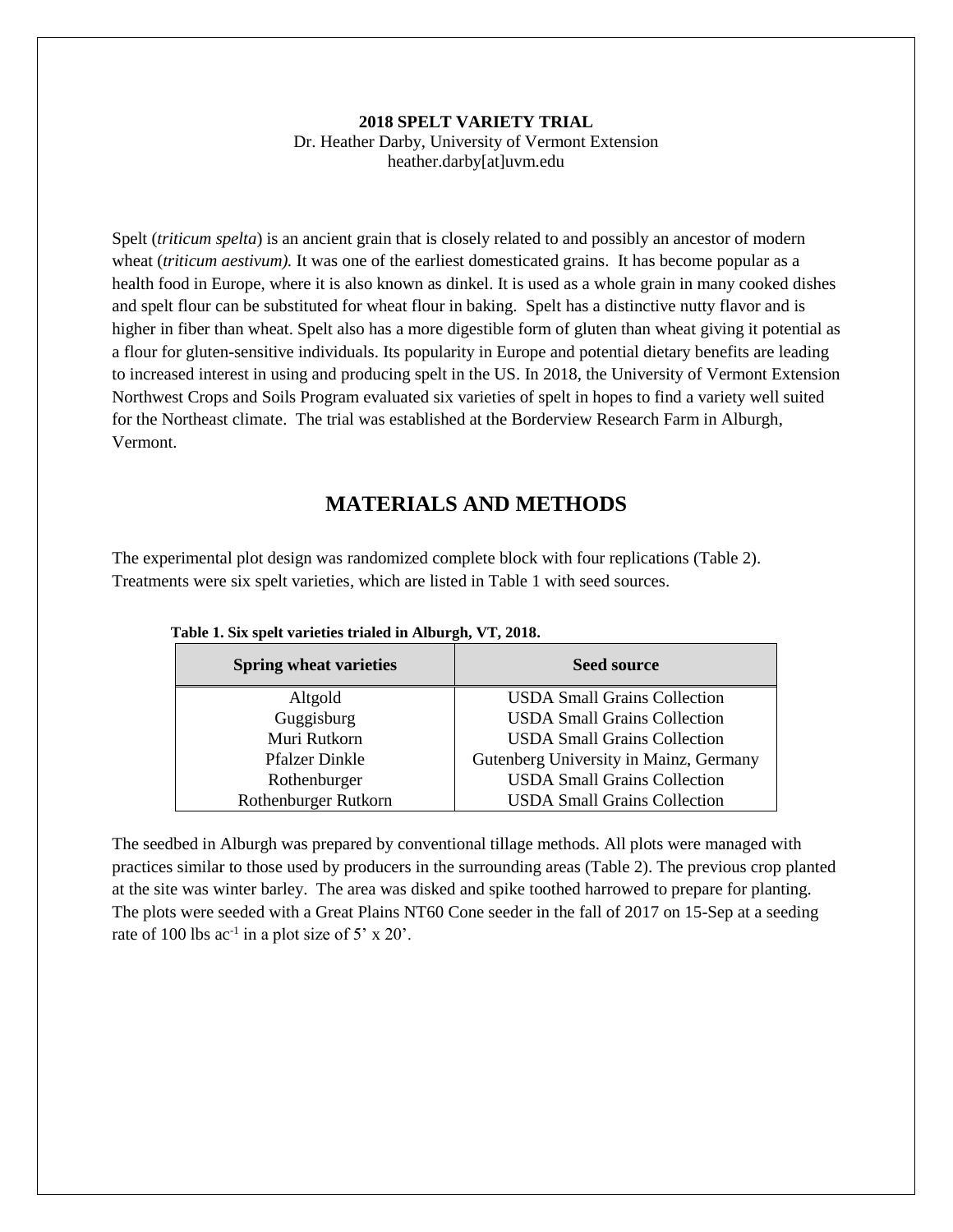**2018 SPELT VARIETY TRIAL**
Dr. Heather Darby, University of Vermont Extension
heather.darby[at]uvm.edu

Spelt (*triticum spelta*) is an ancient grain that is closely related to and possibly an ancestor of modern wheat (*triticum aestivum).* It was one of the earliest domesticated grains. It has become popular as a health food in Europe, where it is also known as dinkel. It is used as a whole grain in many cooked dishes and spelt flour can be substituted for wheat flour in baking. Spelt has a distinctive nutty flavor and is higher in fiber than wheat. Spelt also has a more digestible form of gluten than wheat giving it potential as a flour for gluten-sensitive individuals. Its popularity in Europe and potential dietary benefits are leading to increased interest in using and producing spelt in the US. In 2018, the University of Vermont Extension Northwest Crops and Soils Program evaluated six varieties of spelt in hopes to find a variety well suited for the Northeast climate. The trial was established at the Borderview Research Farm in Alburgh, Vermont.

## MATERIALS AND METHODS

The experimental plot design was randomized complete block with four replications (Table 2). Treatments were six spelt varieties, which are listed in Table 1 with seed sources.

**Table 1. Six spelt varieties trialed in Alburgh, VT, 2018.**

| Spring wheat varieties | Seed source |
|---|---|
| Altgold | USDA Small Grains Collection |
| Guggisburg | USDA Small Grains Collection |
| Muri Rutkorn | USDA Small Grains Collection |
| Pfalzer Dinkle | Gutenberg University in Mainz, Germany |
| Rothenburger | USDA Small Grains Collection |
| Rothenburger Rutkorn | USDA Small Grains Collection |

The seedbed in Alburgh was prepared by conventional tillage methods. All plots were managed with practices similar to those used by producers in the surrounding areas (Table 2). The previous crop planted at the site was winter barley. The area was disked and spike toothed harrowed to prepare for planting. The plots were seeded with a Great Plains NT60 Cone seeder in the fall of 2017 on 15-Sep at a seeding rate of 100 lbs $ac^{-1}$ in a plot size of 5' x 20'.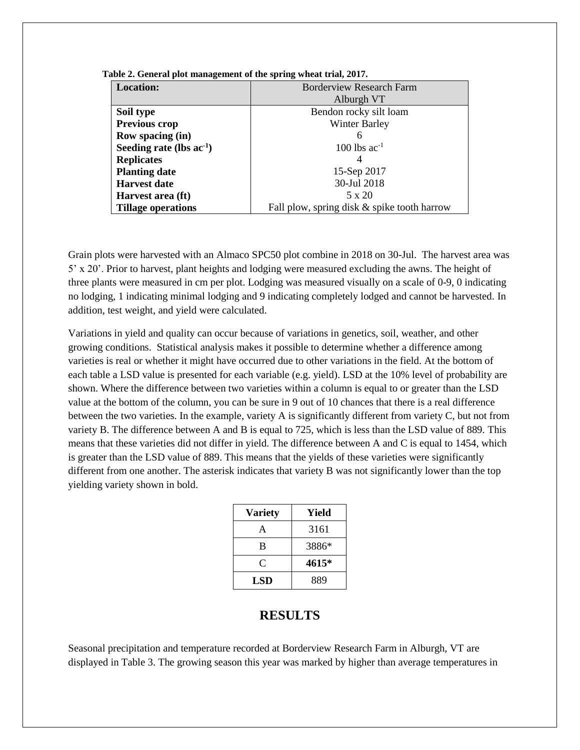**Table 2. General plot management of the spring wheat trial, 2017.**

| **Location:** | Borderview Research Farm Alburgh VT |
|---|---|
| **Soil type** | Bendon rocky silt loam |
| **Previous crop** | Winter Barley |
| **Row spacing (in)** | 6 |
| **Seeding rate (lbs ac$^{-1}$)** | 100 lbs ac$^{-1}$ |
| **Replicates** | 4 |
| **Planting date** | 15-Sep 2017 |
| **Harvest date** | 30-Jul 2018 |
| **Harvest area (ft)** | 5 x 20 |
| **Tillage operations** | Fall plow, spring disk & spike tooth harrow |

Grain plots were harvested with an Almaco SPC50 plot combine in 2018 on 30-Jul. The harvest area was 5' x 20'. Prior to harvest, plant heights and lodging were measured excluding the awns. The height of three plants were measured in cm per plot. Lodging was measured visually on a scale of 0-9, 0 indicating no lodging, 1 indicating minimal lodging and 9 indicating completely lodged and cannot be harvested. In addition, test weight, and yield were calculated.

Variations in yield and quality can occur because of variations in genetics, soil, weather, and other growing conditions. Statistical analysis makes it possible to determine whether a difference among varieties is real or whether it might have occurred due to other variations in the field. At the bottom of each table a LSD value is presented for each variable (e.g. yield). LSD at the 10% level of probability are shown. Where the difference between two varieties within a column is equal to or greater than the LSD value at the bottom of the column, you can be sure in 9 out of 10 chances that there is a real difference between the two varieties. In the example, variety A is significantly different from variety C, but not from variety B. The difference between A and B is equal to 725, which is less than the LSD value of 889. This means that these varieties did not differ in yield. The difference between A and C is equal to 1454, which is greater than the LSD value of 889. This means that the yields of these varieties were significantly different from one another. The asterisk indicates that variety B was not significantly lower than the top yielding variety shown in bold.

| Variety | Yield |
|---|---|
| A | 3161 |
| B | 3886* |
| C | **4615*** |
| **LSD** | 889 |

## RESULTS

Seasonal precipitation and temperature recorded at Borderview Research Farm in Alburgh, VT are displayed in Table 3. The growing season this year was marked by higher than average temperatures in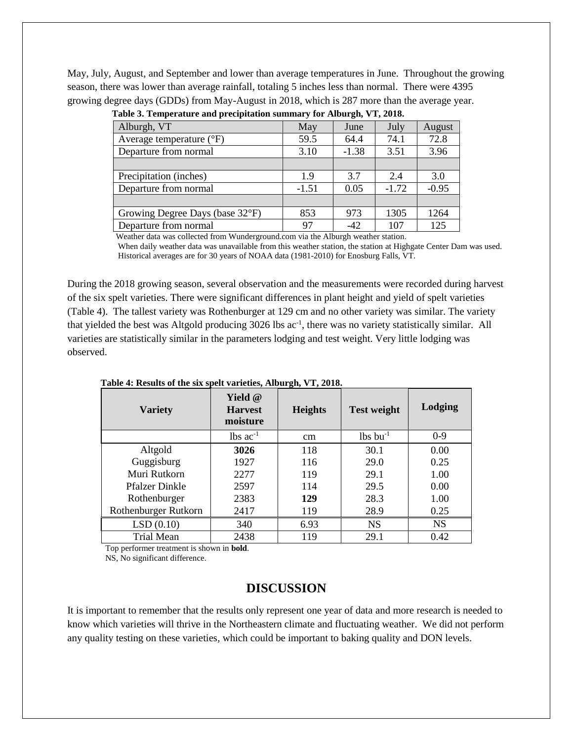May, July, August, and September and lower than average temperatures in June. Throughout the growing season, there was lower than average rainfall, totaling 5 inches less than normal. There were 4395 growing degree days (GDDs) from May-August in 2018, which is 287 more than the average year.

**Table 3. Temperature and precipitation summary for Alburgh, VT, 2018.**

| Alburgh, VT | May | June | July | August |
|---|---|---|---|---|
| Average temperature (°F) | 59.5 | 64.4 | 74.1 | 72.8 |
| Departure from normal | 3.10 | -1.38 | 3.51 | 3.96 |
| | | | | |
| Precipitation (inches) | 1.9 | 3.7 | 2.4 | 3.0 |
| Departure from normal | -1.51 | 0.05 | -1.72 | -0.95 |
| | | | | |
| Growing Degree Days (base 32°F) | 853 | 973 | 1305 | 1264 |
| Departure from normal | 97 | -42 | 107 | 125 |

Weather data was collected from Wunderground.com via the Alburgh weather station.
When daily weather data was unavailable from this weather station, the station at Highgate Center Dam was used.
Historical averages are for 30 years of NOAA data (1981-2010) for Enosburg Falls, VT.

During the 2018 growing season, several observation and the measurements were recorded during harvest of the six spelt varieties. There were significant differences in plant height and yield of spelt varieties (Table 4). The tallest variety was Rothenburger at 129 cm and no other variety was similar. The variety that yielded the best was Altgold producing 3026 lbs $ac^{-1}$, there was no variety statistically similar. All varieties are statistically similar in the parameters lodging and test weight. Very little lodging was observed.

**Table 4: Results of the six spelt varieties, Alburgh, VT, 2018.**

| Variety | Yield @ Harvest moisture | Heights | Test weight | Lodging |
|---|---|---|---|---|
| | lbs $ac^{-1}$ | cm | lbs $bu^{-1}$ | 0-9 |
| Altgold | **3026** | 118 | 30.1 | 0.00 |
| Guggisburg | 1927 | 116 | 29.0 | 0.25 |
| Muri Rutkorn | 2277 | 119 | 29.1 | 1.00 |
| Pfalzer Dinkle | 2597 | 114 | 29.5 | 0.00 |
| Rothenburger | 2383 | **129** | 28.3 | 1.00 |
| Rothenburger Rutkorn | 2417 | 119 | 28.9 | 0.25 |
| LSD (0.10) | 340 | 6.93 | NS | NS |
| Trial Mean | 2438 | 119 | 29.1 | 0.42 |

Top performer treatment is shown in **bold**.
NS, No significant difference.

## DISCUSSION

It is important to remember that the results only represent one year of data and more research is needed to know which varieties will thrive in the Northeastern climate and fluctuating weather. We did not perform any quality testing on these varieties, which could be important to baking quality and DON levels.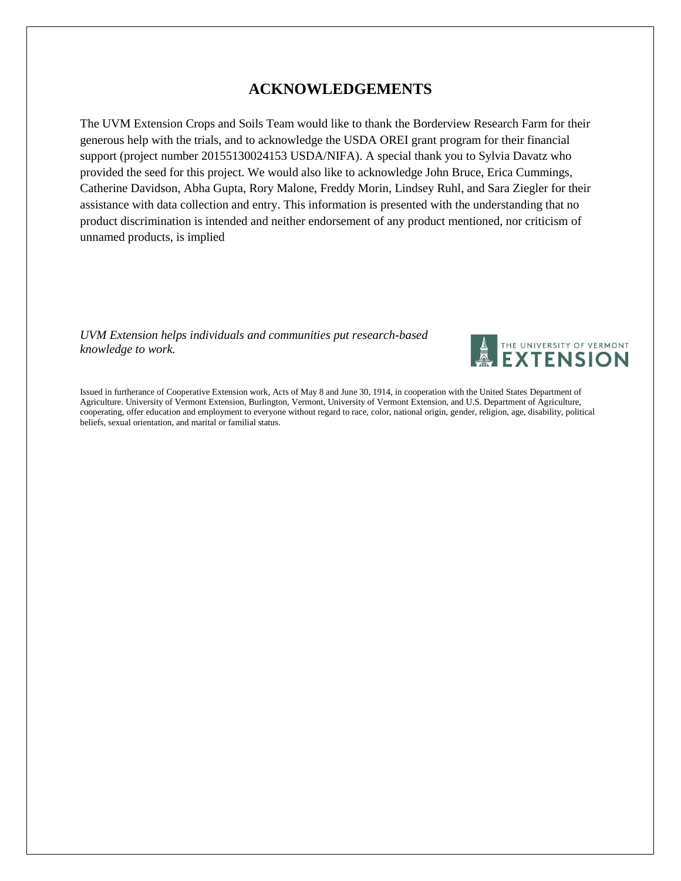## ACKNOWLEDGEMENTS

The UVM Extension Crops and Soils Team would like to thank the Borderview Research Farm for their generous help with the trials, and to acknowledge the USDA OREI grant program for their financial support (project number 20155130024153 USDA/NIFA). A special thank you to Sylvia Davatz who provided the seed for this project. We would also like to acknowledge John Bruce, Erica Cummings, Catherine Davidson, Abha Gupta, Rory Malone, Freddy Morin, Lindsey Ruhl, and Sara Ziegler for their assistance with data collection and entry. This information is presented with the understanding that no product discrimination is intended and neither endorsement of any product mentioned, nor criticism of unnamed products, is implied

*UVM Extension helps individuals and communities put research-based knowledge to work.*

THE UNIVERSITY OF VERMONT EXTENSION

Issued in furtherance of Cooperative Extension work, Acts of May 8 and June 30, 1914, in cooperation with the United States Department of Agriculture. University of Vermont Extension, Burlington, Vermont, University of Vermont Extension, and U.S. Department of Agriculture, cooperating, offer education and employment to everyone without regard to race, color, national origin, gender, religion, age, disability, political beliefs, sexual orientation, and marital or familial status.